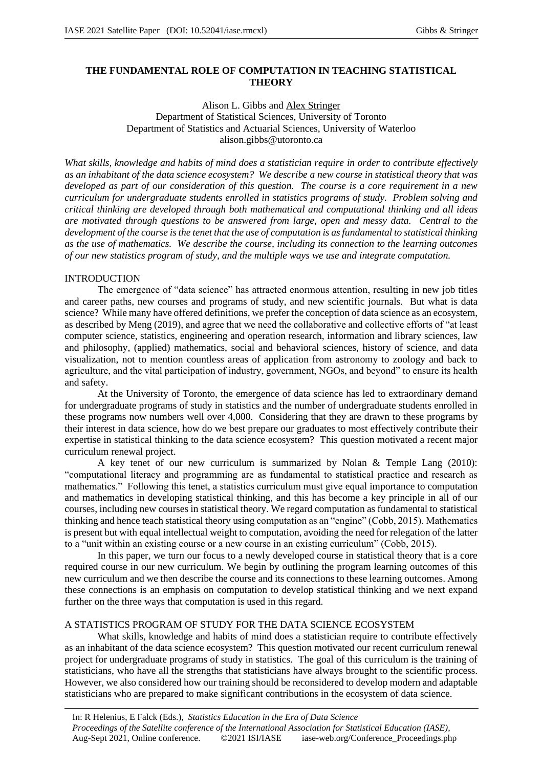# THE FUNDAMENTAL ROLE OF COMPUTATION IN TEACHING STATISTICAL THEORY

Alison L. Gibbs and Alex Stringer
Department of Statistical Sciences, University of Toronto
Department of Statistics and Actuarial Sciences, University of Waterloo
alison.gibbs@utoronto.ca

*What skills, knowledge and habits of mind does a statistician require in order to contribute effectively as an inhabitant of the data science ecosystem? We describe a new course in statistical theory that was developed as part of our consideration of this question. The course is a core requirement in a new curriculum for undergraduate students enrolled in statistics programs of study. Problem solving and critical thinking are developed through both mathematical and computational thinking and all ideas are motivated through questions to be answered from large, open and messy data. Central to the development of the course is the tenet that the use of computation is as fundamental to statistical thinking as the use of mathematics. We describe the course, including its connection to the learning outcomes of our new statistics program of study, and the multiple ways we use and integrate computation.*

## INTRODUCTION

The emergence of "data science" has attracted enormous attention, resulting in new job titles and career paths, new courses and programs of study, and new scientific journals. But what is data science? While many have offered definitions, we prefer the conception of data science as an ecosystem, as described by Meng (2019), and agree that we need the collaborative and collective efforts of "at least computer science, statistics, engineering and operation research, information and library sciences, law and philosophy, (applied) mathematics, social and behavioral sciences, history of science, and data visualization, not to mention countless areas of application from astronomy to zoology and back to agriculture, and the vital participation of industry, government, NGOs, and beyond" to ensure its health and safety.

At the University of Toronto, the emergence of data science has led to extraordinary demand for undergraduate programs of study in statistics and the number of undergraduate students enrolled in these programs now numbers well over 4,000. Considering that they are drawn to these programs by their interest in data science, how do we best prepare our graduates to most effectively contribute their expertise in statistical thinking to the data science ecosystem? This question motivated a recent major curriculum renewal project.

A key tenet of our new curriculum is summarized by Nolan & Temple Lang (2010): "computational literacy and programming are as fundamental to statistical practice and research as mathematics." Following this tenet, a statistics curriculum must give equal importance to computation and mathematics in developing statistical thinking, and this has become a key principle in all of our courses, including new courses in statistical theory. We regard computation as fundamental to statistical thinking and hence teach statistical theory using computation as an "engine" (Cobb, 2015). Mathematics is present but with equal intellectual weight to computation, avoiding the need for relegation of the latter to a "unit within an existing course or a new course in an existing curriculum" (Cobb, 2015).

In this paper, we turn our focus to a newly developed course in statistical theory that is a core required course in our new curriculum. We begin by outlining the program learning outcomes of this new curriculum and we then describe the course and its connections to these learning outcomes. Among these connections is an emphasis on computation to develop statistical thinking and we next expand further on the three ways that computation is used in this regard.

## A STATISTICS PROGRAM OF STUDY FOR THE DATA SCIENCE ECOSYSTEM

What skills, knowledge and habits of mind does a statistician require to contribute effectively as an inhabitant of the data science ecosystem? This question motivated our recent curriculum renewal project for undergraduate programs of study in statistics. The goal of this curriculum is the training of statisticians, who have all the strengths that statisticians have always brought to the scientific process. However, we also considered how our training should be reconsidered to develop modern and adaptable statisticians who are prepared to make significant contributions in the ecosystem of data science.

In: R Helenius, E Falck (Eds.), *Statistics Education in the Era of Data Science*
*Proceedings of the Satellite conference of the International Association for Statistical Education (IASE)*, Aug-Sept 2021, Online conference. ©2021 ISI/IASE iase-web.org/Conference_Proceedings.php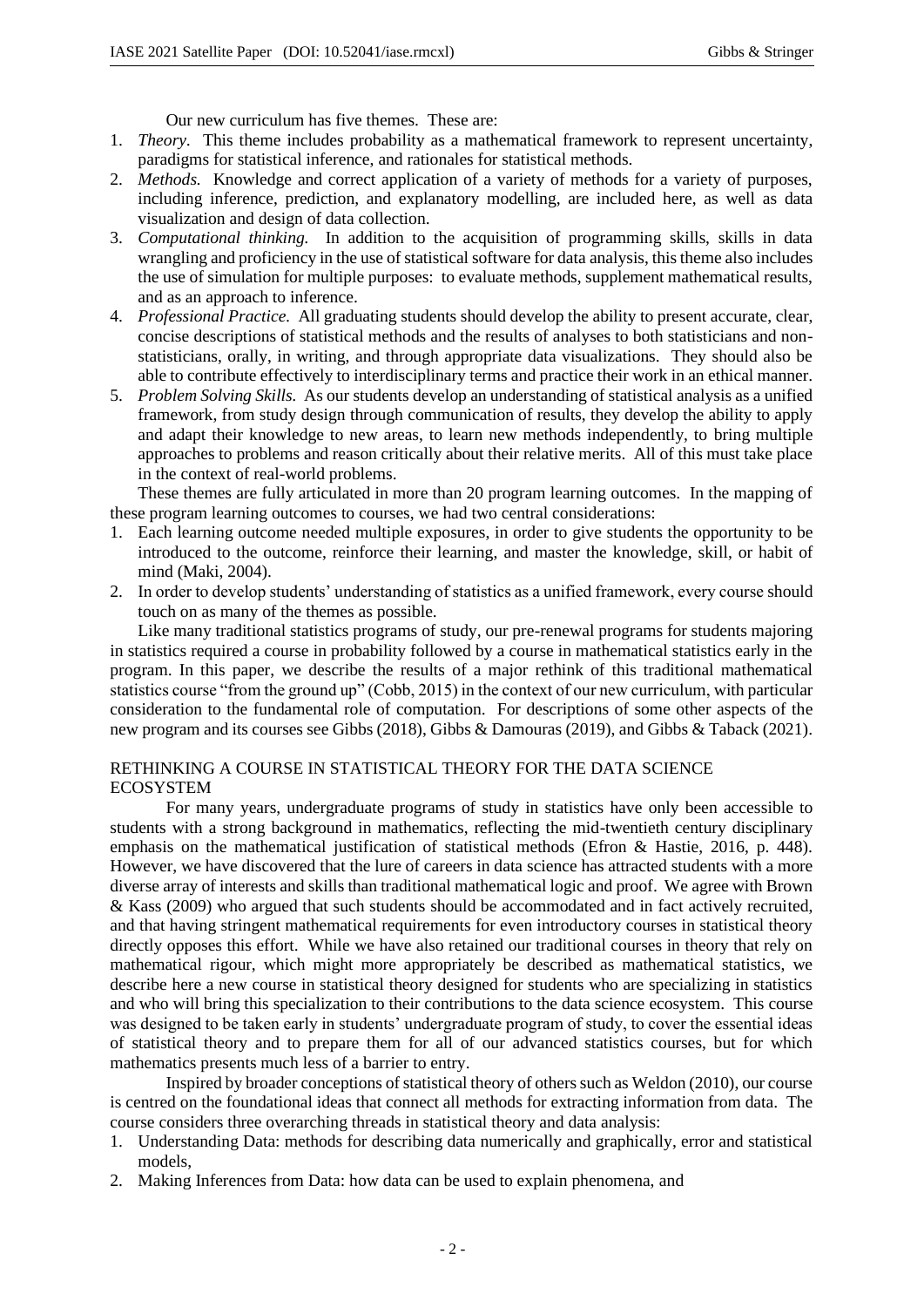Our new curriculum has five themes. These are:

1. *Theory.* This theme includes probability as a mathematical framework to represent uncertainty, paradigms for statistical inference, and rationales for statistical methods.
2. *Methods.* Knowledge and correct application of a variety of methods for a variety of purposes, including inference, prediction, and explanatory modelling, are included here, as well as data visualization and design of data collection.
3. *Computational thinking.* In addition to the acquisition of programming skills, skills in data wrangling and proficiency in the use of statistical software for data analysis, this theme also includes the use of simulation for multiple purposes: to evaluate methods, supplement mathematical results, and as an approach to inference.
4. *Professional Practice.* All graduating students should develop the ability to present accurate, clear, concise descriptions of statistical methods and the results of analyses to both statisticians and non-statisticians, orally, in writing, and through appropriate data visualizations. They should also be able to contribute effectively to interdisciplinary terms and practice their work in an ethical manner.
5. *Problem Solving Skills.* As our students develop an understanding of statistical analysis as a unified framework, from study design through communication of results, they develop the ability to apply and adapt their knowledge to new areas, to learn new methods independently, to bring multiple approaches to problems and reason critically about their relative merits. All of this must take place in the context of real-world problems.

These themes are fully articulated in more than 20 program learning outcomes. In the mapping of these program learning outcomes to courses, we had two central considerations:

1. Each learning outcome needed multiple exposures, in order to give students the opportunity to be introduced to the outcome, reinforce their learning, and master the knowledge, skill, or habit of mind (Maki, 2004).
2. In order to develop students' understanding of statistics as a unified framework, every course should touch on as many of the themes as possible.

Like many traditional statistics programs of study, our pre-renewal programs for students majoring in statistics required a course in probability followed by a course in mathematical statistics early in the program. In this paper, we describe the results of a major rethink of this traditional mathematical statistics course "from the ground up" (Cobb, 2015) in the context of our new curriculum, with particular consideration to the fundamental role of computation. For descriptions of some other aspects of the new program and its courses see Gibbs (2018), Gibbs & Damouras (2019), and Gibbs & Taback (2021).

## RETHINKING A COURSE IN STATISTICAL THEORY FOR THE DATA SCIENCE ECOSYSTEM

For many years, undergraduate programs of study in statistics have only been accessible to students with a strong background in mathematics, reflecting the mid-twentieth century disciplinary emphasis on the mathematical justification of statistical methods (Efron & Hastie, 2016, p. 448). However, we have discovered that the lure of careers in data science has attracted students with a more diverse array of interests and skills than traditional mathematical logic and proof. We agree with Brown & Kass (2009) who argued that such students should be accommodated and in fact actively recruited, and that having stringent mathematical requirements for even introductory courses in statistical theory directly opposes this effort. While we have also retained our traditional courses in theory that rely on mathematical rigour, which might more appropriately be described as mathematical statistics, we describe here a new course in statistical theory designed for students who are specializing in statistics and who will bring this specialization to their contributions to the data science ecosystem. This course was designed to be taken early in students' undergraduate program of study, to cover the essential ideas of statistical theory and to prepare them for all of our advanced statistics courses, but for which mathematics presents much less of a barrier to entry.

Inspired by broader conceptions of statistical theory of others such as Weldon (2010), our course is centred on the foundational ideas that connect all methods for extracting information from data. The course considers three overarching threads in statistical theory and data analysis:

1. Understanding Data: methods for describing data numerically and graphically, error and statistical models,
2. Making Inferences from Data: how data can be used to explain phenomena, and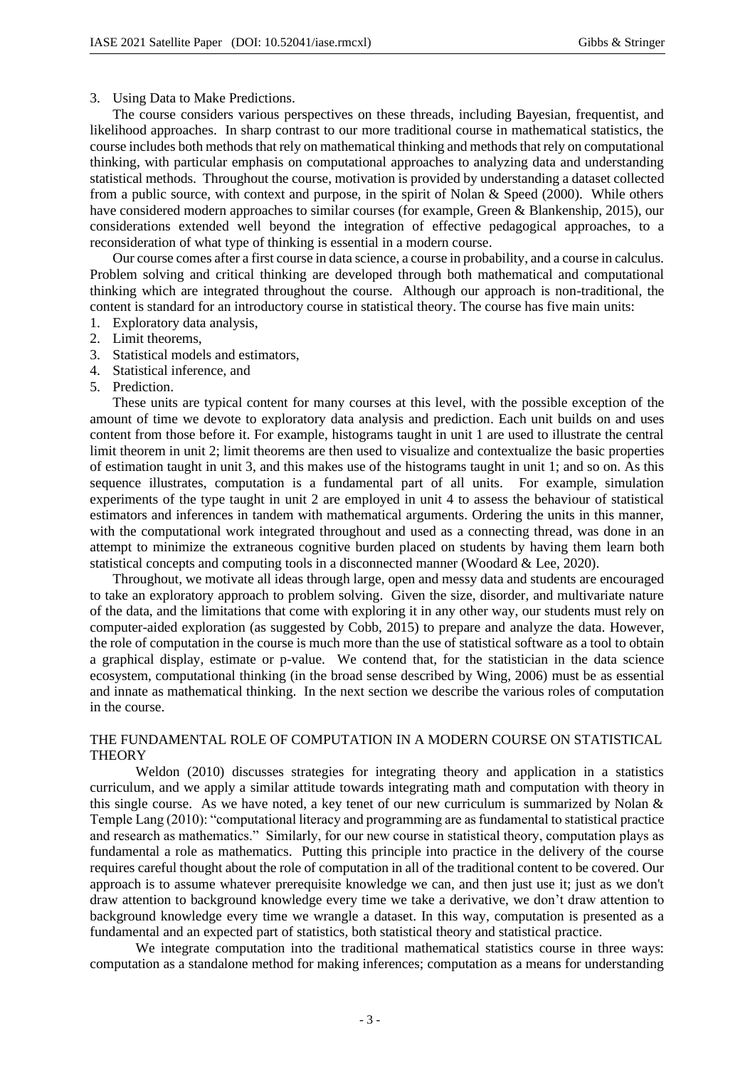3. Using Data to Make Predictions.

The course considers various perspectives on these threads, including Bayesian, frequentist, and likelihood approaches. In sharp contrast to our more traditional course in mathematical statistics, the course includes both methods that rely on mathematical thinking and methods that rely on computational thinking, with particular emphasis on computational approaches to analyzing data and understanding statistical methods. Throughout the course, motivation is provided by understanding a dataset collected from a public source, with context and purpose, in the spirit of Nolan & Speed (2000). While others have considered modern approaches to similar courses (for example, Green & Blankenship, 2015), our considerations extended well beyond the integration of effective pedagogical approaches, to a reconsideration of what type of thinking is essential in a modern course.

Our course comes after a first course in data science, a course in probability, and a course in calculus. Problem solving and critical thinking are developed through both mathematical and computational thinking which are integrated throughout the course. Although our approach is non-traditional, the content is standard for an introductory course in statistical theory. The course has five main units:

1. Exploratory data analysis,
2. Limit theorems,
3. Statistical models and estimators,
4. Statistical inference, and
5. Prediction.

These units are typical content for many courses at this level, with the possible exception of the amount of time we devote to exploratory data analysis and prediction. Each unit builds on and uses content from those before it. For example, histograms taught in unit 1 are used to illustrate the central limit theorem in unit 2; limit theorems are then used to visualize and contextualize the basic properties of estimation taught in unit 3, and this makes use of the histograms taught in unit 1; and so on. As this sequence illustrates, computation is a fundamental part of all units. For example, simulation experiments of the type taught in unit 2 are employed in unit 4 to assess the behaviour of statistical estimators and inferences in tandem with mathematical arguments. Ordering the units in this manner, with the computational work integrated throughout and used as a connecting thread, was done in an attempt to minimize the extraneous cognitive burden placed on students by having them learn both statistical concepts and computing tools in a disconnected manner (Woodard & Lee, 2020).

Throughout, we motivate all ideas through large, open and messy data and students are encouraged to take an exploratory approach to problem solving. Given the size, disorder, and multivariate nature of the data, and the limitations that come with exploring it in any other way, our students must rely on computer-aided exploration (as suggested by Cobb, 2015) to prepare and analyze the data. However, the role of computation in the course is much more than the use of statistical software as a tool to obtain a graphical display, estimate or p-value. We contend that, for the statistician in the data science ecosystem, computational thinking (in the broad sense described by Wing, 2006) must be as essential and innate as mathematical thinking. In the next section we describe the various roles of computation in the course.

## THE FUNDAMENTAL ROLE OF COMPUTATION IN A MODERN COURSE ON STATISTICAL THEORY

Weldon (2010) discusses strategies for integrating theory and application in a statistics curriculum, and we apply a similar attitude towards integrating math and computation with theory in this single course. As we have noted, a key tenet of our new curriculum is summarized by Nolan & Temple Lang (2010): "computational literacy and programming are as fundamental to statistical practice and research as mathematics." Similarly, for our new course in statistical theory, computation plays as fundamental a role as mathematics. Putting this principle into practice in the delivery of the course requires careful thought about the role of computation in all of the traditional content to be covered. Our approach is to assume whatever prerequisite knowledge we can, and then just use it; just as we don't draw attention to background knowledge every time we take a derivative, we don't draw attention to background knowledge every time we wrangle a dataset. In this way, computation is presented as a fundamental and an expected part of statistics, both statistical theory and statistical practice.

We integrate computation into the traditional mathematical statistics course in three ways: computation as a standalone method for making inferences; computation as a means for understanding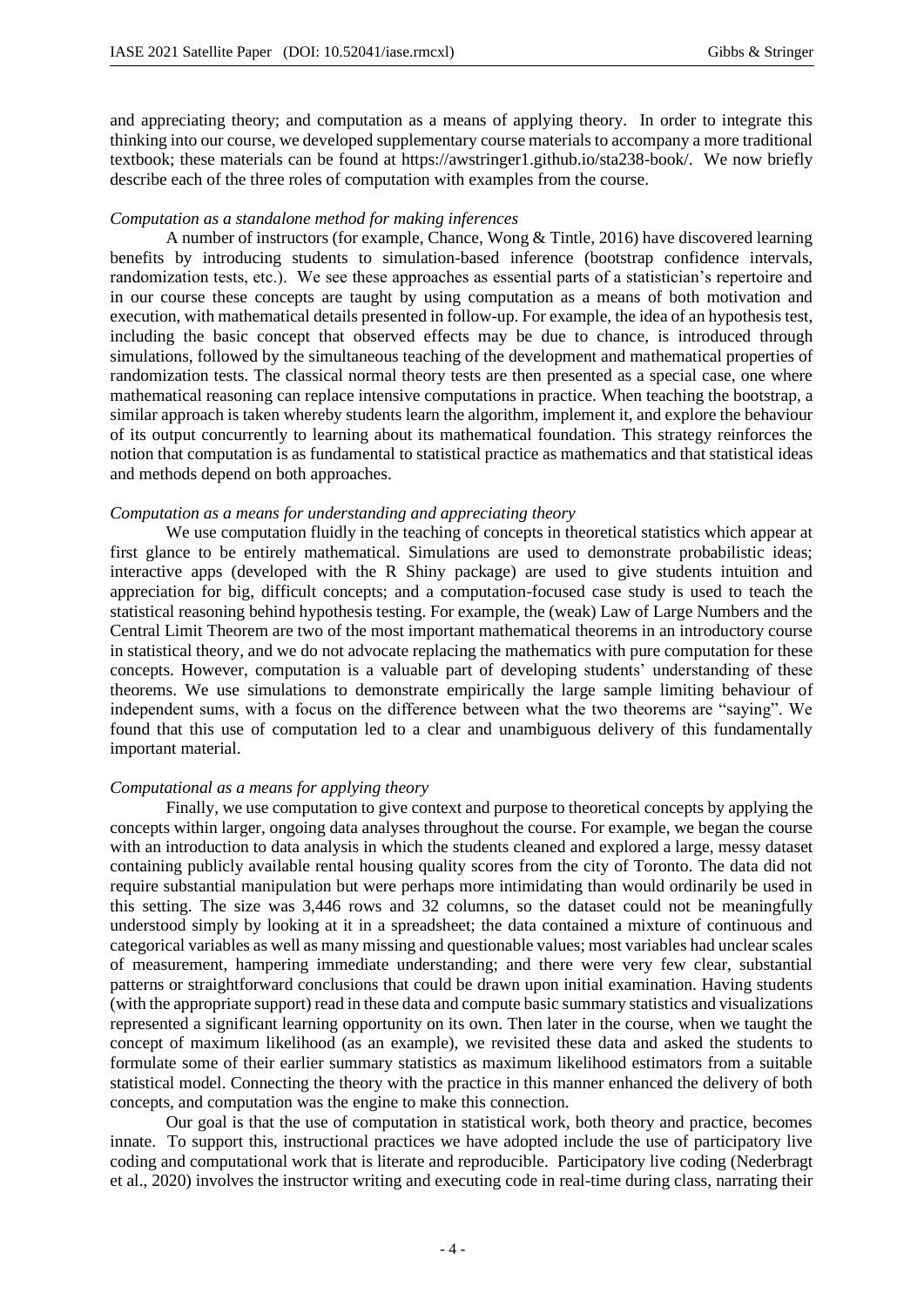and appreciating theory; and computation as a means of applying theory. In order to integrate this thinking into our course, we developed supplementary course materials to accompany a more traditional textbook; these materials can be found at https://awstringer1.github.io/sta238-book/. We now briefly describe each of the three roles of computation with examples from the course.

*Computation as a standalone method for making inferences*

A number of instructors (for example, Chance, Wong & Tintle, 2016) have discovered learning benefits by introducing students to simulation-based inference (bootstrap confidence intervals, randomization tests, etc.). We see these approaches as essential parts of a statistician's repertoire and in our course these concepts are taught by using computation as a means of both motivation and execution, with mathematical details presented in follow-up. For example, the idea of an hypothesis test, including the basic concept that observed effects may be due to chance, is introduced through simulations, followed by the simultaneous teaching of the development and mathematical properties of randomization tests. The classical normal theory tests are then presented as a special case, one where mathematical reasoning can replace intensive computations in practice. When teaching the bootstrap, a similar approach is taken whereby students learn the algorithm, implement it, and explore the behaviour of its output concurrently to learning about its mathematical foundation. This strategy reinforces the notion that computation is as fundamental to statistical practice as mathematics and that statistical ideas and methods depend on both approaches.

*Computation as a means for understanding and appreciating theory*

We use computation fluidly in the teaching of concepts in theoretical statistics which appear at first glance to be entirely mathematical. Simulations are used to demonstrate probabilistic ideas; interactive apps (developed with the R Shiny package) are used to give students intuition and appreciation for big, difficult concepts; and a computation-focused case study is used to teach the statistical reasoning behind hypothesis testing. For example, the (weak) Law of Large Numbers and the Central Limit Theorem are two of the most important mathematical theorems in an introductory course in statistical theory, and we do not advocate replacing the mathematics with pure computation for these concepts. However, computation is a valuable part of developing students' understanding of these theorems. We use simulations to demonstrate empirically the large sample limiting behaviour of independent sums, with a focus on the difference between what the two theorems are "saying". We found that this use of computation led to a clear and unambiguous delivery of this fundamentally important material.

*Computational as a means for applying theory*

Finally, we use computation to give context and purpose to theoretical concepts by applying the concepts within larger, ongoing data analyses throughout the course. For example, we began the course with an introduction to data analysis in which the students cleaned and explored a large, messy dataset containing publicly available rental housing quality scores from the city of Toronto. The data did not require substantial manipulation but were perhaps more intimidating than would ordinarily be used in this setting. The size was 3,446 rows and 32 columns, so the dataset could not be meaningfully understood simply by looking at it in a spreadsheet; the data contained a mixture of continuous and categorical variables as well as many missing and questionable values; most variables had unclear scales of measurement, hampering immediate understanding; and there were very few clear, substantial patterns or straightforward conclusions that could be drawn upon initial examination. Having students (with the appropriate support) read in these data and compute basic summary statistics and visualizations represented a significant learning opportunity on its own. Then later in the course, when we taught the concept of maximum likelihood (as an example), we revisited these data and asked the students to formulate some of their earlier summary statistics as maximum likelihood estimators from a suitable statistical model. Connecting the theory with the practice in this manner enhanced the delivery of both concepts, and computation was the engine to make this connection.

Our goal is that the use of computation in statistical work, both theory and practice, becomes innate. To support this, instructional practices we have adopted include the use of participatory live coding and computational work that is literate and reproducible. Participatory live coding (Nederbragt et al., 2020) involves the instructor writing and executing code in real-time during class, narrating their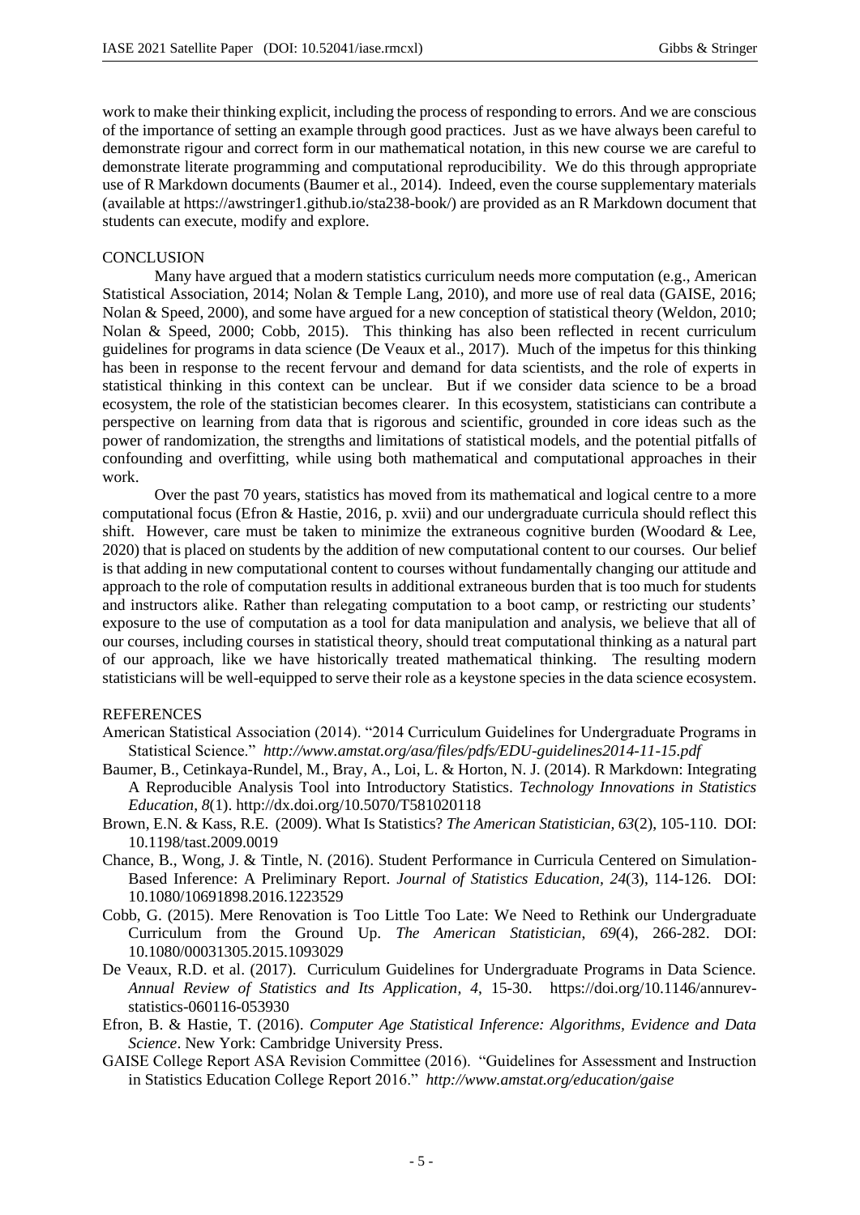work to make their thinking explicit, including the process of responding to errors. And we are conscious of the importance of setting an example through good practices. Just as we have always been careful to demonstrate rigour and correct form in our mathematical notation, in this new course we are careful to demonstrate literate programming and computational reproducibility. We do this through appropriate use of R Markdown documents (Baumer et al., 2014). Indeed, even the course supplementary materials (available at https://awstringer1.github.io/sta238-book/) are provided as an R Markdown document that students can execute, modify and explore.

## CONCLUSION

Many have argued that a modern statistics curriculum needs more computation (e.g., American Statistical Association, 2014; Nolan & Temple Lang, 2010), and more use of real data (GAISE, 2016; Nolan & Speed, 2000), and some have argued for a new conception of statistical theory (Weldon, 2010; Nolan & Speed, 2000; Cobb, 2015). This thinking has also been reflected in recent curriculum guidelines for programs in data science (De Veaux et al., 2017). Much of the impetus for this thinking has been in response to the recent fervour and demand for data scientists, and the role of experts in statistical thinking in this context can be unclear. But if we consider data science to be a broad ecosystem, the role of the statistician becomes clearer. In this ecosystem, statisticians can contribute a perspective on learning from data that is rigorous and scientific, grounded in core ideas such as the power of randomization, the strengths and limitations of statistical models, and the potential pitfalls of confounding and overfitting, while using both mathematical and computational approaches in their work.

Over the past 70 years, statistics has moved from its mathematical and logical centre to a more computational focus (Efron & Hastie, 2016, p. xvii) and our undergraduate curricula should reflect this shift. However, care must be taken to minimize the extraneous cognitive burden (Woodard & Lee, 2020) that is placed on students by the addition of new computational content to our courses. Our belief is that adding in new computational content to courses without fundamentally changing our attitude and approach to the role of computation results in additional extraneous burden that is too much for students and instructors alike. Rather than relegating computation to a boot camp, or restricting our students' exposure to the use of computation as a tool for data manipulation and analysis, we believe that all of our courses, including courses in statistical theory, should treat computational thinking as a natural part of our approach, like we have historically treated mathematical thinking. The resulting modern statisticians will be well-equipped to serve their role as a keystone species in the data science ecosystem.

## REFERENCES

American Statistical Association (2014). "2014 Curriculum Guidelines for Undergraduate Programs in Statistical Science." *http://www.amstat.org/asa/files/pdfs/EDU-guidelines2014-11-15.pdf*

Baumer, B., Cetinkaya-Rundel, M., Bray, A., Loi, L. & Horton, N. J. (2014). R Markdown: Integrating A Reproducible Analysis Tool into Introductory Statistics. *Technology Innovations in Statistics Education*, *8*(1). http://dx.doi.org/10.5070/T581020118

Brown, E.N. & Kass, R.E. (2009). What Is Statistics? *The American Statistician, 63*(2), 105-110. DOI: 10.1198/tast.2009.0019

Chance, B., Wong, J. & Tintle, N. (2016). Student Performance in Curricula Centered on Simulation-Based Inference: A Preliminary Report. *Journal of Statistics Education*, *24*(3), 114-126. DOI: 10.1080/10691898.2016.1223529

Cobb, G. (2015). Mere Renovation is Too Little Too Late: We Need to Rethink our Undergraduate Curriculum from the Ground Up. *The American Statistician*, *69*(4), 266-282. DOI: 10.1080/00031305.2015.1093029

De Veaux, R.D. et al. (2017). Curriculum Guidelines for Undergraduate Programs in Data Science. *Annual Review of Statistics and Its Application, 4*, 15-30. https://doi.org/10.1146/annurev-statistics-060116-053930

Efron, B. & Hastie, T. (2016). *Computer Age Statistical Inference: Algorithms, Evidence and Data Science*. New York: Cambridge University Press.

GAISE College Report ASA Revision Committee (2016). "Guidelines for Assessment and Instruction in Statistics Education College Report 2016." *http://www.amstat.org/education/gaise*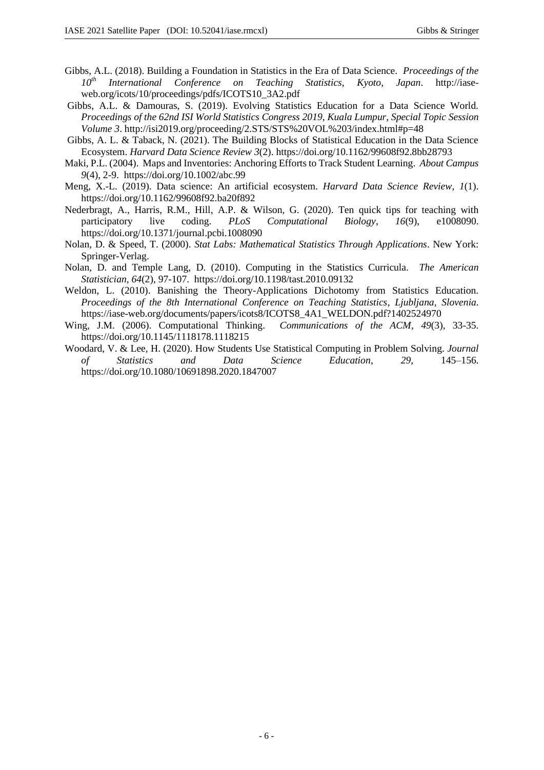Gibbs, A.L. (2018). Building a Foundation in Statistics in the Era of Data Science. *Proceedings of the 10th International Conference on Teaching Statistics, Kyoto, Japan*. http://iase-web.org/icots/10/proceedings/pdfs/ICOTS10_3A2.pdf

Gibbs, A.L. & Damouras, S. (2019). Evolving Statistics Education for a Data Science World. *Proceedings of the 62nd ISI World Statistics Congress 2019, Kuala Lumpur, Special Topic Session Volume 3*. http://isi2019.org/proceeding/2.STS/STS%20VOL%203/index.html#p=48

Gibbs, A. L. & Taback, N. (2021). The Building Blocks of Statistical Education in the Data Science Ecosystem. *Harvard Data Science Review 3*(2). https://doi.org/10.1162/99608f92.8bb28793

Maki, P.L. (2004). Maps and Inventories: Anchoring Efforts to Track Student Learning. *About Campus 9*(4), 2-9. https://doi.org/10.1002/abc.99

Meng, X.-L. (2019). Data science: An artificial ecosystem. *Harvard Data Science Review*, *1*(1). https://doi.org/10.1162/99608f92.ba20f892

Nederbragt, A., Harris, R.M., Hill, A.P. & Wilson, G. (2020). Ten quick tips for teaching with participatory live coding. *PLoS Computational Biology*, *16*(9), e1008090. https://doi.org/10.1371/journal.pcbi.1008090

Nolan, D. & Speed, T. (2000). *Stat Labs: Mathematical Statistics Through Applications*. New York: Springer-Verlag.

Nolan, D. and Temple Lang, D. (2010). Computing in the Statistics Curricula. *The American Statistician, 64*(2), 97-107. https://doi.org/10.1198/tast.2010.09132

Weldon, L. (2010). Banishing the Theory-Applications Dichotomy from Statistics Education. *Proceedings of the 8th International Conference on Teaching Statistics, Ljubljana, Slovenia.* https://iase-web.org/documents/papers/icots8/ICOTS8_4A1_WELDON.pdf?1402524970

Wing, J.M. (2006). Computational Thinking. *Communications of the ACM*, *49*(3), 33-35. https://doi.org/10.1145/1118178.1118215

Woodard, V. & Lee, H. (2020). How Students Use Statistical Computing in Problem Solving. *Journal of Statistics and Data Science Education*, *29*, 145–156. https://doi.org/10.1080/10691898.2020.1847007